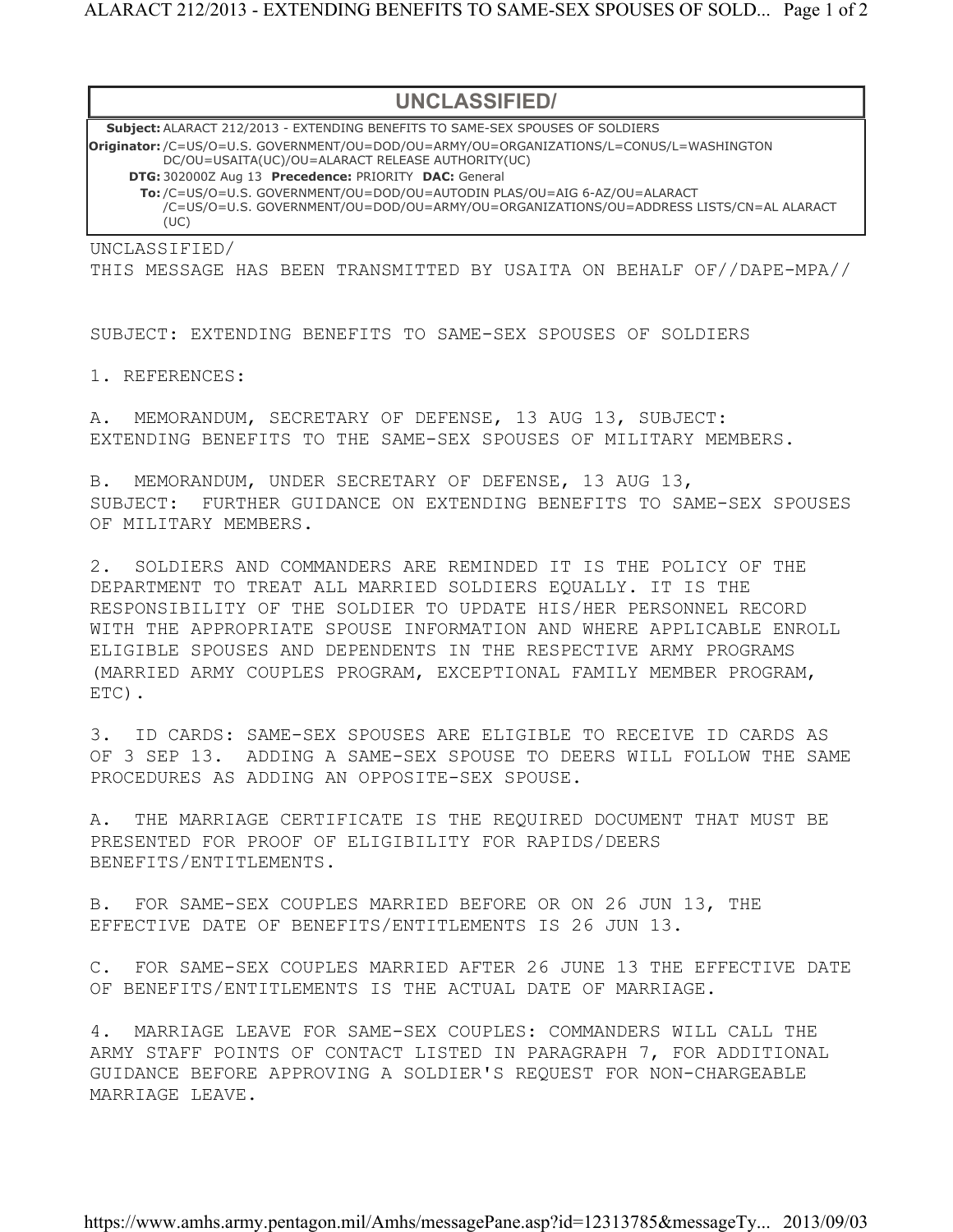**UNCLASSIFIED/**

**Subject:** ALARACT 212/2013 - EXTENDING BENEFITS TO SAME-SEX SPOUSES OF SOLDIERS
**Originator:** /C=US/O=U.S. GOVERNMENT/OU=DOD/OU=ARMY/OU=ORGANIZATIONS/L=CONUS/L=WASHINGTON DC/OU=USAITA(UC)/OU=ALARACT RELEASE AUTHORITY(UC)
**DTG:** 302000Z Aug 13 **Precedence:** PRIORITY **DAC:** General
**To:** /C=US/O=U.S. GOVERNMENT/OU=DOD/OU=AUTODIN PLAS/OU=AIG 6-AZ/OU=ALARACT /C=US/O=U.S. GOVERNMENT/OU=DOD/OU=ARMY/OU=ORGANIZATIONS/OU=ADDRESS LISTS/CN=AL ALARACT (UC)

UNCLASSIFIED/
THIS MESSAGE HAS BEEN TRANSMITTED BY USAITA ON BEHALF OF//DAPE-MPA//

SUBJECT: EXTENDING BENEFITS TO SAME-SEX SPOUSES OF SOLDIERS

1. REFERENCES:

A. MEMORANDUM, SECRETARY OF DEFENSE, 13 AUG 13, SUBJECT: EXTENDING BENEFITS TO THE SAME-SEX SPOUSES OF MILITARY MEMBERS.

B. MEMORANDUM, UNDER SECRETARY OF DEFENSE, 13 AUG 13, SUBJECT: FURTHER GUIDANCE ON EXTENDING BENEFITS TO SAME-SEX SPOUSES OF MILITARY MEMBERS.

2. SOLDIERS AND COMMANDERS ARE REMINDED IT IS THE POLICY OF THE DEPARTMENT TO TREAT ALL MARRIED SOLDIERS EQUALLY. IT IS THE RESPONSIBILITY OF THE SOLDIER TO UPDATE HIS/HER PERSONNEL RECORD WITH THE APPROPRIATE SPOUSE INFORMATION AND WHERE APPLICABLE ENROLL ELIGIBLE SPOUSES AND DEPENDENTS IN THE RESPECTIVE ARMY PROGRAMS (MARRIED ARMY COUPLES PROGRAM, EXCEPTIONAL FAMILY MEMBER PROGRAM, ETC).

3. ID CARDS: SAME-SEX SPOUSES ARE ELIGIBLE TO RECEIVE ID CARDS AS OF 3 SEP 13. ADDING A SAME-SEX SPOUSE TO DEERS WILL FOLLOW THE SAME PROCEDURES AS ADDING AN OPPOSITE-SEX SPOUSE.

A. THE MARRIAGE CERTIFICATE IS THE REQUIRED DOCUMENT THAT MUST BE PRESENTED FOR PROOF OF ELIGIBILITY FOR RAPIDS/DEERS BENEFITS/ENTITLEMENTS.

B. FOR SAME-SEX COUPLES MARRIED BEFORE OR ON 26 JUN 13, THE EFFECTIVE DATE OF BENEFITS/ENTITLEMENTS IS 26 JUN 13.

C. FOR SAME-SEX COUPLES MARRIED AFTER 26 JUNE 13 THE EFFECTIVE DATE OF BENEFITS/ENTITLEMENTS IS THE ACTUAL DATE OF MARRIAGE.

4. MARRIAGE LEAVE FOR SAME-SEX COUPLES: COMMANDERS WILL CALL THE ARMY STAFF POINTS OF CONTACT LISTED IN PARAGRAPH 7, FOR ADDITIONAL GUIDANCE BEFORE APPROVING A SOLDIER'S REQUEST FOR NON-CHARGEABLE MARRIAGE LEAVE.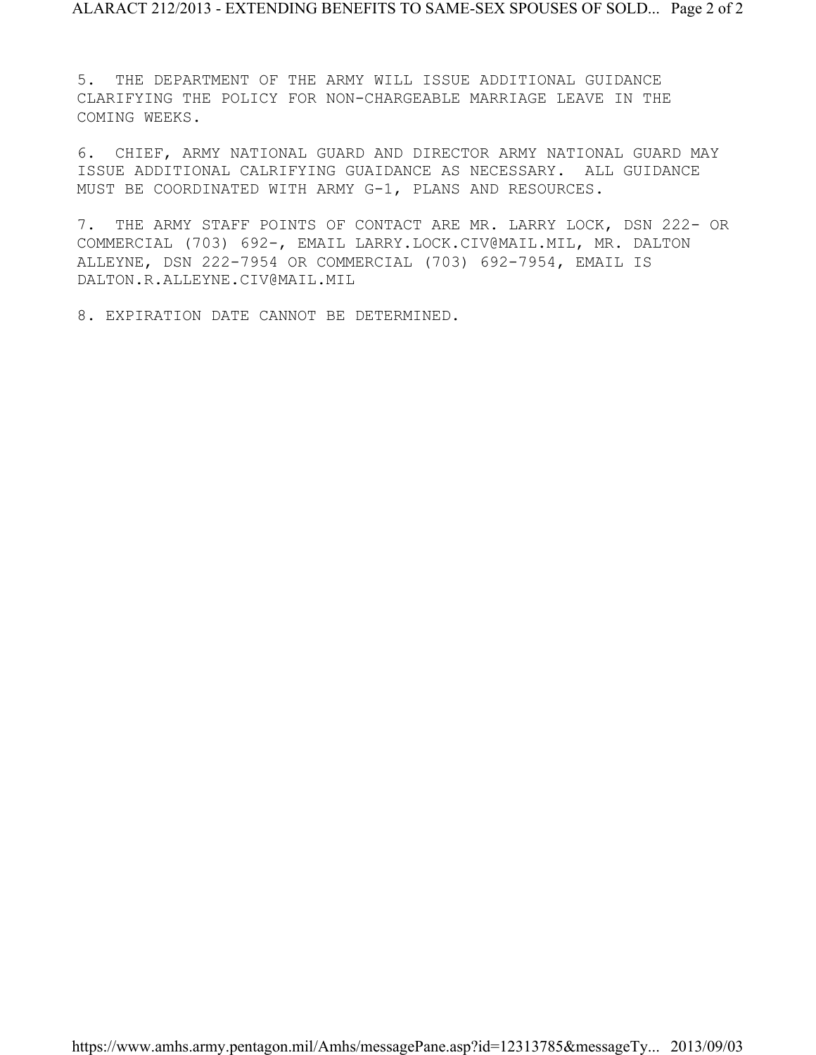5. THE DEPARTMENT OF THE ARMY WILL ISSUE ADDITIONAL GUIDANCE CLARIFYING THE POLICY FOR NON-CHARGEABLE MARRIAGE LEAVE IN THE COMING WEEKS.

6. CHIEF, ARMY NATIONAL GUARD AND DIRECTOR ARMY NATIONAL GUARD MAY ISSUE ADDITIONAL CALRIFYING GUAIDANCE AS NECESSARY. ALL GUIDANCE MUST BE COORDINATED WITH ARMY G-1, PLANS AND RESOURCES.

7. THE ARMY STAFF POINTS OF CONTACT ARE MR. LARRY LOCK, DSN 222- OR COMMERCIAL (703) 692-, EMAIL LARRY.LOCK.CIV@MAIL.MIL, MR. DALTON ALLEYNE, DSN 222-7954 OR COMMERCIAL (703) 692-7954, EMAIL IS DALTON.R.ALLEYNE.CIV@MAIL.MIL

8. EXPIRATION DATE CANNOT BE DETERMINED.